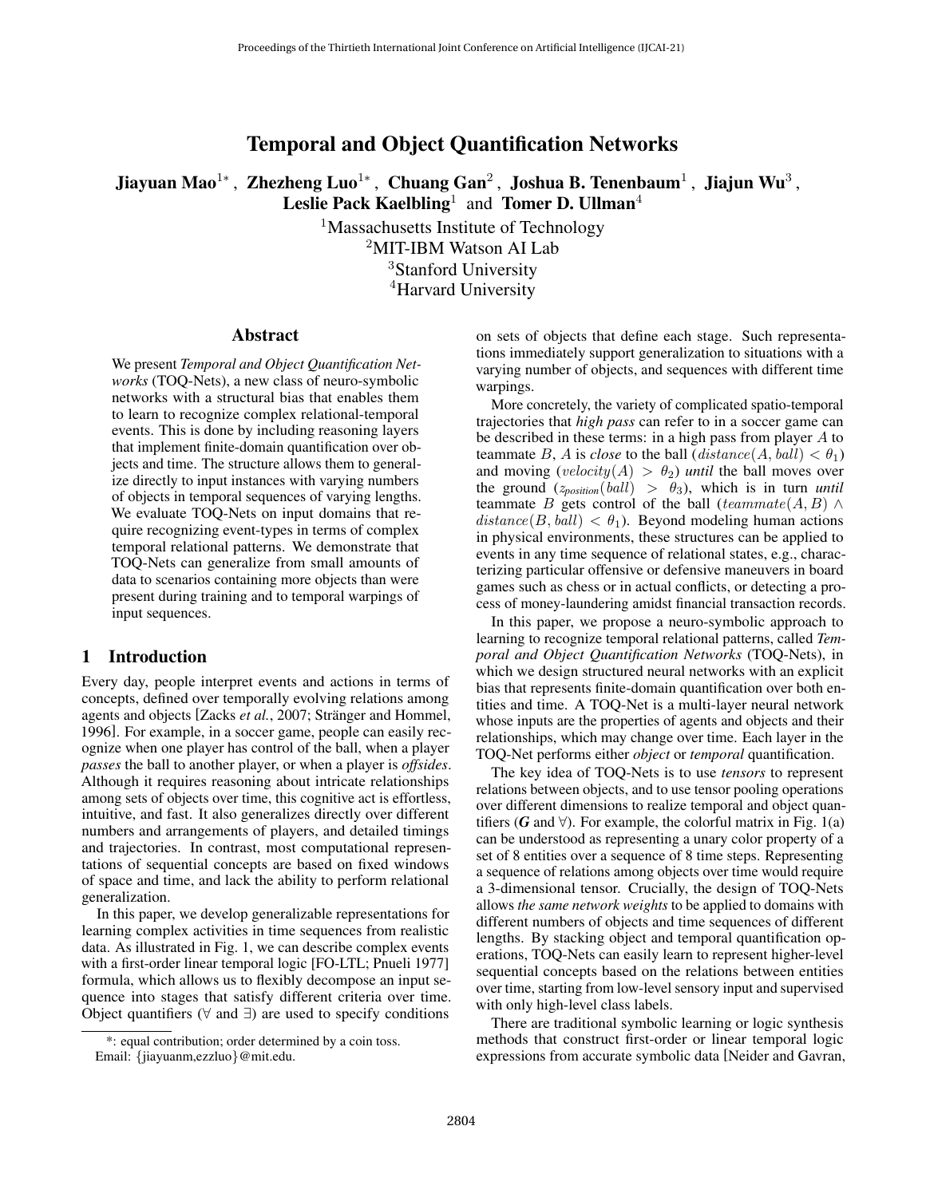# Temporal and Object Quantification Networks

**Jiayuan Mao[1*], Zhezheng Luo[1*], Chuang Gan[2], Joshua B. Tenenbaum[1], Jiajun Wu[3], Leslie Pack Kaelbling[1] and Tomer D. Ullman[4]**

[1]Massachusetts Institute of Technology
[2]MIT-IBM Watson AI Lab
[3]Stanford University
[4]Harvard University

## Abstract

We present *Temporal and Object Quantification Networks* (TOQ-Nets), a new class of neuro-symbolic networks with a structural bias that enables them to learn to recognize complex relational-temporal events. This is done by including reasoning layers that implement finite-domain quantification over objects and time. The structure allows them to generalize directly to input instances with varying numbers of objects in temporal sequences of varying lengths. We evaluate TOQ-Nets on input domains that require recognizing event-types in terms of complex temporal relational patterns. We demonstrate that TOQ-Nets can generalize from small amounts of data to scenarios containing more objects than were present during training and to temporal warpings of input sequences.

## 1 Introduction

Every day, people interpret events and actions in terms of concepts, defined over temporally evolving relations among agents and objects [Zacks *et al.*, 2007; Stränger and Hommel, 1996]. For example, in a soccer game, people can easily recognize when one player has control of the ball, when a player *passes* the ball to another player, or when a player is *offsides*. Although it requires reasoning about intricate relationships among sets of objects over time, this cognitive act is effortless, intuitive, and fast. It also generalizes directly over different numbers and arrangements of players, and detailed timings and trajectories. In contrast, most computational representations of sequential concepts are based on fixed windows of space and time, and lack the ability to perform relational generalization.

In this paper, we develop generalizable representations for learning complex activities in time sequences from realistic data. As illustrated in Fig. 1, we can describe complex events with a first-order linear temporal logic [FO-LTL; Pnueli 1977] formula, which allows us to flexibly decompose an input sequence into stages that satisfy different criteria over time. Object quantifiers ($\forall$ and $\exists$) are used to specify conditions on sets of objects that define each stage. Such representations immediately support generalization to situations with a varying number of objects, and sequences with different time warpings.

More concretely, the variety of complicated spatio-temporal trajectories that *high pass* can refer to in a soccer game can be described in these terms: in a high pass from player $A$ to teammate $B$, $A$ is *close* to the ball ($distance(A, ball) < \theta_1$) and moving ($velocity(A) > \theta_2$) *until* the ball moves over the ground ($z_{position}(ball) > \theta_3$), which is in turn *until* teammate $B$ gets control of the ball ($teammate(A, B) \wedge distance(B, ball) < \theta_1$). Beyond modeling human actions in physical environments, these structures can be applied to events in any time sequence of relational states, e.g., characterizing particular offensive or defensive maneuvers in board games such as chess or in actual conflicts, or detecting a process of money-laundering amidst financial transaction records.

In this paper, we propose a neuro-symbolic approach to learning to recognize temporal relational patterns, called *Temporal and Object Quantification Networks* (TOQ-Nets), in which we design structured neural networks with an explicit bias that represents finite-domain quantification over both entities and time. A TOQ-Net is a multi-layer neural network whose inputs are the properties of agents and objects and their relationships, which may change over time. Each layer in the TOQ-Net performs either *object* or *temporal* quantification.

The key idea of TOQ-Nets is to use *tensors* to represent relations between objects, and to use tensor pooling operations over different dimensions to realize temporal and object quantifiers ($\boldsymbol{G}$ and $\forall$). For example, the colorful matrix in Fig. 1(a) can be understood as representing a unary color property of a set of 8 entities over a sequence of 8 time steps. Representing a sequence of relations among objects over time would require a 3-dimensional tensor. Crucially, the design of TOQ-Nets allows *the same network weights* to be applied to domains with different numbers of objects and time sequences of different lengths. By stacking object and temporal quantification operations, TOQ-Nets can easily learn to represent higher-level sequential concepts based on the relations between entities over time, starting from low-level sensory input and supervised with only high-level class labels.

There are traditional symbolic learning or logic synthesis methods that construct first-order or linear temporal logic expressions from accurate symbolic data [Neider and Gavran,

*: equal contribution; order determined by a coin toss.
Email: {jiayuanm,ezzluo}@mit.edu.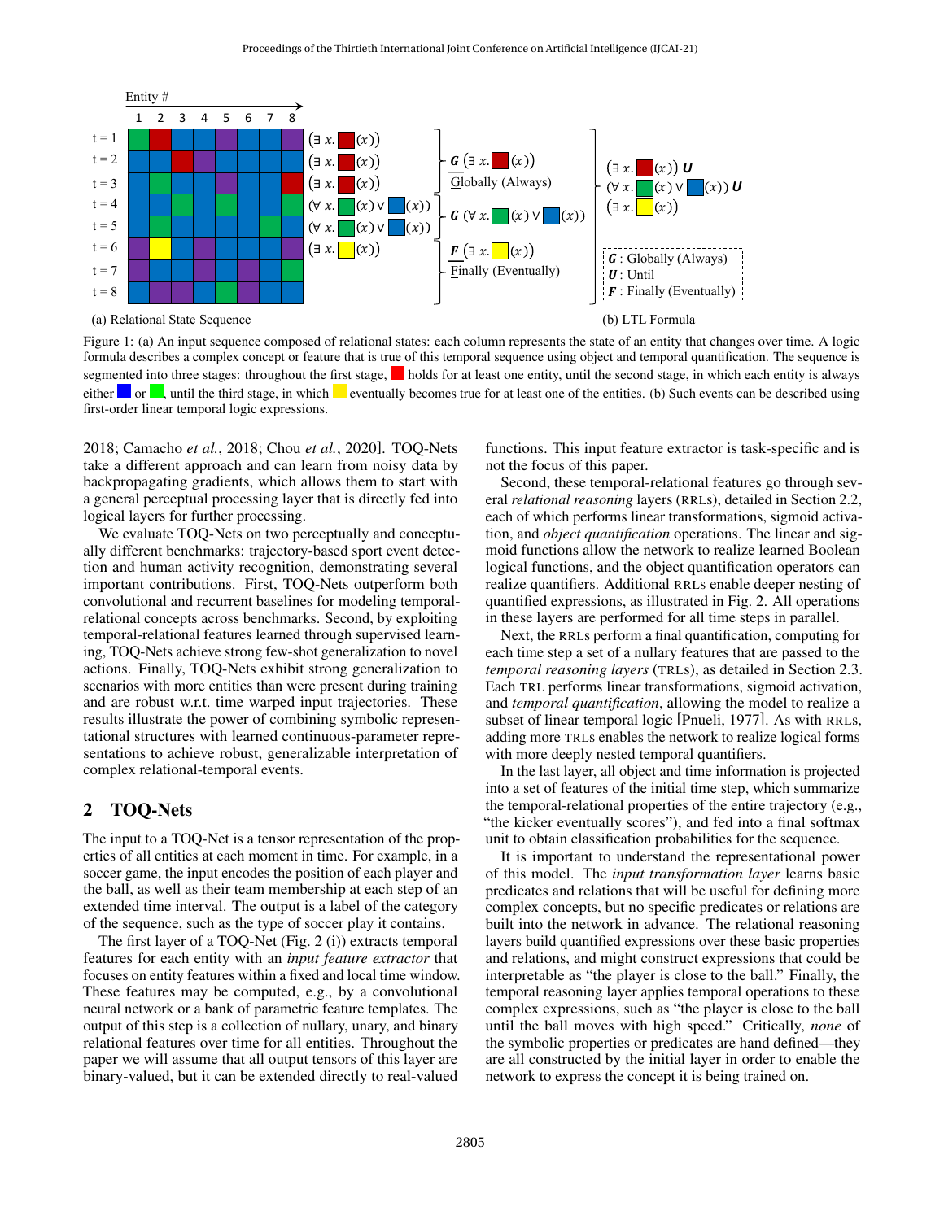Figure 1: (a) An input sequence composed of relational states: each column represents the state of an entity that changes over time. A logic formula describes a complex concept or feature that is true of this temporal sequence using object and temporal quantification. The sequence is segmented into three stages: throughout the first stage, ■ holds for at least one entity, until the second stage, in which each entity is always either ■ or ■, until the third stage, in which ■ eventually becomes true for at least one of the entities. (b) Such events can be described using first-order linear temporal logic expressions.

2018; Camacho *et al.*, 2018; Chou *et al.*, 2020]. TOQ-Nets take a different approach and can learn from noisy data by backpropagating gradients, which allows them to start with a general perceptual processing layer that is directly fed into logical layers for further processing.

We evaluate TOQ-Nets on two perceptually and conceptually different benchmarks: trajectory-based sport event detection and human activity recognition, demonstrating several important contributions. First, TOQ-Nets outperform both convolutional and recurrent baselines for modeling temporal-relational concepts across benchmarks. Second, by exploiting temporal-relational features learned through supervised learning, TOQ-Nets achieve strong few-shot generalization to novel actions. Finally, TOQ-Nets exhibit strong generalization to scenarios with more entities than were present during training and are robust w.r.t. time warped input trajectories. These results illustrate the power of combining symbolic representational structures with learned continuous-parameter representations to achieve robust, generalizable interpretation of complex relational-temporal events.

## 2 TOQ-Nets

The input to a TOQ-Net is a tensor representation of the properties of all entities at each moment in time. For example, in a soccer game, the input encodes the position of each player and the ball, as well as their team membership at each step of an extended time interval. The output is a label of the category of the sequence, such as the type of soccer play it contains.

The first layer of a TOQ-Net (Fig. 2 (i)) extracts temporal features for each entity with an *input feature extractor* that focuses on entity features within a fixed and local time window. These features may be computed, e.g., by a convolutional neural network or a bank of parametric feature templates. The output of this step is a collection of nullary, unary, and binary relational features over time for all entities. Throughout the paper we will assume that all output tensors of this layer are binary-valued, but it can be extended directly to real-valued functions. This input feature extractor is task-specific and is not the focus of this paper.

Second, these temporal-relational features go through several *relational reasoning* layers (RRLs), detailed in Section 2.2, each of which performs linear transformations, sigmoid activation, and *object quantification* operations. The linear and sigmoid functions allow the network to realize learned Boolean logical functions, and the object quantification operators can realize quantifiers. Additional RRLs enable deeper nesting of quantified expressions, as illustrated in Fig. 2. All operations in these layers are performed for all time steps in parallel.

Next, the RRLs perform a final quantification, computing for each time step a set of a nullary features that are passed to the *temporal reasoning layers* (TRLs), as detailed in Section 2.3. Each TRL performs linear transformations, sigmoid activation, and *temporal quantification*, allowing the model to realize a subset of linear temporal logic [Pnueli, 1977]. As with RRLs, adding more TRLs enables the network to realize logical forms with more deeply nested temporal quantifiers.

In the last layer, all object and time information is projected into a set of features of the initial time step, which summarize the temporal-relational properties of the entire trajectory (e.g., "the kicker eventually scores"), and fed into a final softmax unit to obtain classification probabilities for the sequence.

It is important to understand the representational power of this model. The *input transformation layer* learns basic predicates and relations that will be useful for defining more complex concepts, but no specific predicates or relations are built into the network in advance. The relational reasoning layers build quantified expressions over these basic properties and relations, and might construct expressions that could be interpretable as "the player is close to the ball." Finally, the temporal reasoning layer applies temporal operations to these complex expressions, such as "the player is close to the ball until the ball moves with high speed." Critically, *none* of the symbolic properties or predicates are hand defined—they are all constructed by the initial layer in order to enable the network to express the concept it is being trained on.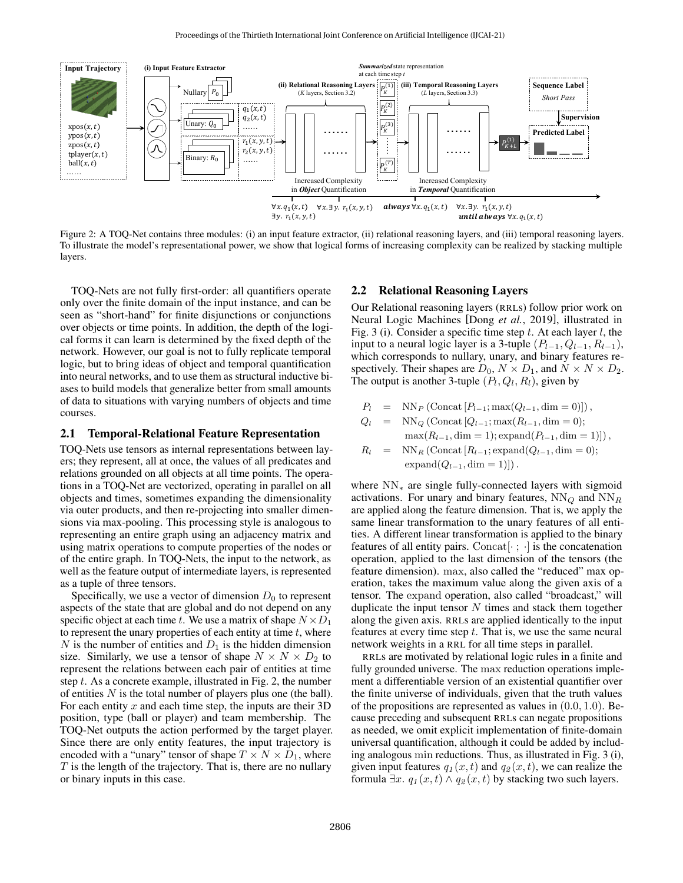Figure 2: A TOQ-Net contains three modules: (i) an input feature extractor, (ii) relational reasoning layers, and (iii) temporal reasoning layers. To illustrate the model's representational power, we show that logical forms of increasing complexity can be realized by stacking multiple layers.

TOQ-Nets are not fully first-order: all quantifiers operate only over the finite domain of the input instance, and can be seen as "short-hand" for finite disjunctions or conjunctions over objects or time points. In addition, the depth of the logical forms it can learn is determined by the fixed depth of the network. However, our goal is not to fully replicate temporal logic, but to bring ideas of object and temporal quantification into neural networks, and to use them as structural inductive biases to build models that generalize better from small amounts of data to situations with varying numbers of objects and time courses.

## 2.1 Temporal-Relational Feature Representation

TOQ-Nets use tensors as internal representations between layers; they represent, all at once, the values of all predicates and relations grounded on all objects at all time points. The operations in a TOQ-Net are vectorized, operating in parallel on all objects and times, sometimes expanding the dimensionality via outer products, and then re-projecting into smaller dimensions via max-pooling. This processing style is analogous to representing an entire graph using an adjacency matrix and using matrix operations to compute properties of the nodes or of the entire graph. In TOQ-Nets, the input to the network, as well as the feature output of intermediate layers, is represented as a tuple of three tensors.

Specifically, we use a vector of dimension $D_0$ to represent aspects of the state that are global and do not depend on any specific object at each time $t$. We use a matrix of shape $N \times D_1$ to represent the unary properties of each entity at time $t$, where $N$ is the number of entities and $D_1$ is the hidden dimension size. Similarly, we use a tensor of shape $N \times N \times D_2$ to represent the relations between each pair of entities at time step $t$. As a concrete example, illustrated in Fig. 2, the number of entities $N$ is the total number of players plus one (the ball). For each entity $x$ and each time step, the inputs are their 3D position, type (ball or player) and team membership. The TOQ-Net outputs the action performed by the target player. Since there are only entity features, the input trajectory is encoded with a "unary" tensor of shape $T \times N \times D_1$, where $T$ is the length of the trajectory. That is, there are no nullary or binary inputs in this case.

## 2.2 Relational Reasoning Layers

Our Relational reasoning layers (RRLs) follow prior work on Neural Logic Machines [Dong *et al.*, 2019], illustrated in Fig. 3 (i). Consider a specific time step $t$. At each layer $l$, the input to a neural logic layer is a 3-tuple $(P_{l-1}, Q_{l-1}, R_{l-1})$, which corresponds to nullary, unary, and binary features respectively. Their shapes are $D_0$, $N \times D_1$, and $N \times N \times D_2$. The output is another 3-tuple $(P_l, Q_l, R_l)$, given by

$$
\begin{aligned}
P_l &= \mathrm{NN}_P\left(\mathrm{Concat}\left[P_{l-1}; \max(Q_{l-1}, \dim=0)\right]\right), \\
Q_l &= \mathrm{NN}_Q\left(\mathrm{Concat}\left[Q_{l-1}; \max(R_{l-1}, \dim=0);\right.\right. \\
&\qquad \left.\left.\max(R_{l-1}, \dim=1); \mathrm{expand}(P_{l-1}, \dim=1)\right]\right), \\
R_l &= \mathrm{NN}_R\left(\mathrm{Concat}\left[R_{l-1}; \mathrm{expand}(Q_{l-1}, \dim=0);\right.\right. \\
&\qquad \left.\left.\mathrm{expand}(Q_{l-1}, \dim=1)\right]\right).
\end{aligned}
$$

where $\mathrm{NN}_*$ are single fully-connected layers with sigmoid activations. For unary and binary features, $\mathrm{NN}_Q$ and $\mathrm{NN}_R$ are applied along the feature dimension. That is, we apply the same linear transformation to the unary features of all entities. A different linear transformation is applied to the binary features of all entity pairs. $\mathrm{Concat}[\cdot\,;\,\cdot]$ is the concatenation operation, applied to the last dimension of the tensors (the feature dimension). max, also called the "reduced" max operation, takes the maximum value along the given axis of a tensor. The expand operation, also called "broadcast," will duplicate the input tensor $N$ times and stack them together along the given axis. RRLs are applied identically to the input features at every time step $t$. That is, we use the same neural network weights in a RRL for all time steps in parallel.

RRLs are motivated by relational logic rules in a finite and fully grounded universe. The max reduction operations implement a differentiable version of an existential quantifier over the finite universe of individuals, given that the truth values of the propositions are represented as values in $(0.0, 1.0)$. Because preceding and subsequent RRLs can negate propositions as needed, we omit explicit implementation of finite-domain universal quantification, although it could be added by including analogous min reductions. Thus, as illustrated in Fig. 3 (i), given input features $q_1(x,t)$ and $q_2(x,t)$, we can realize the formula $\exists x.\ q_1(x,t) \wedge q_2(x,t)$ by stacking two such layers.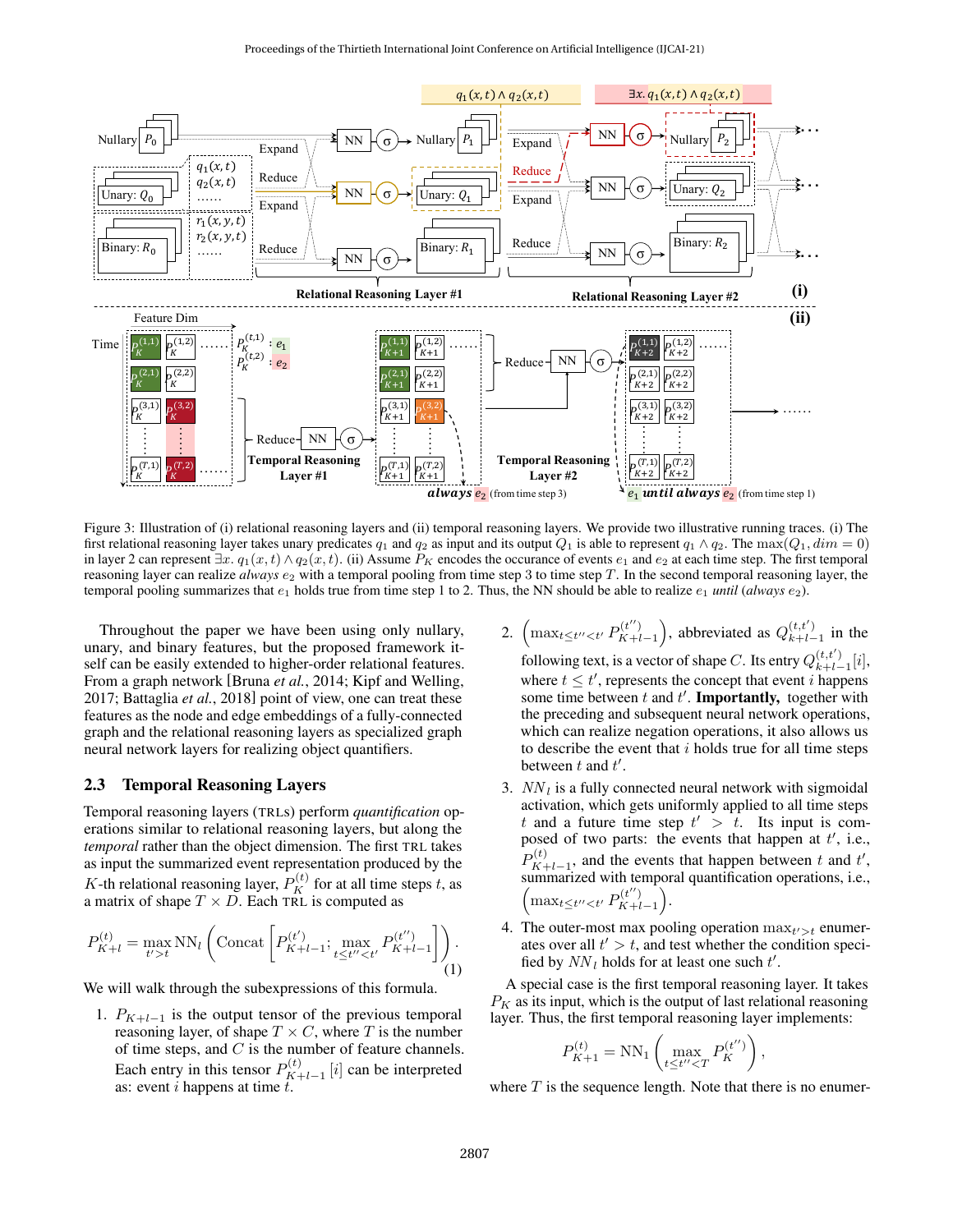Figure 3: Illustration of (i) relational reasoning layers and (ii) temporal reasoning layers. We provide two illustrative running traces. (i) The first relational reasoning layer takes unary predicates $q_1$ and $q_2$ as input and its output $Q_1$ is able to represent $q_1 \wedge q_2$. The $\max(Q_1, dim = 0)$ in layer 2 can represent $\exists x.\ q_1(x,t) \wedge q_2(x,t)$. (ii) Assume $P_K$ encodes the occurance of events $e_1$ and $e_2$ at each time step. The first temporal reasoning layer can realize *always* $e_2$ with a temporal pooling from time step 3 to time step $T$. In the second temporal reasoning layer, the temporal pooling summarizes that $e_1$ holds true from time step 1 to 2. Thus, the NN should be able to realize $e_1$ *until* (*always* $e_2$).

Throughout the paper we have been using only nullary, unary, and binary features, but the proposed framework itself can be easily extended to higher-order relational features. From a graph network [Bruna *et al.*, 2014; Kipf and Welling, 2017; Battaglia *et al.*, 2018] point of view, one can treat these features as the node and edge embeddings of a fully-connected graph and the relational reasoning layers as specialized graph neural network layers for realizing object quantifiers.

## 2.3 Temporal Reasoning Layers

Temporal reasoning layers (TRLs) perform *quantification* operations similar to relational reasoning layers, but along the *temporal* rather than the object dimension. The first TRL takes as input the summarized event representation produced by the $K$-th relational reasoning layer, $P_K^{(t)}$ for all time steps $t$, as a matrix of shape $T \times D$. Each TRL is computed as

$$P_{K+l}^{(t)} = \max_{t'>t} \mathrm{NN}_l \left( \mathrm{Concat}\left[ P_{K+l-1}^{(t')}; \max_{t \le t'' < t'} P_{K+l-1}^{(t'')} \right] \right). \tag{1}$$

We will walk through the subexpressions of this formula.

1. $P_{K+l-1}$ is the output tensor of the previous temporal reasoning layer, of shape $T \times C$, where $T$ is the number of time steps, and $C$ is the number of feature channels. Each entry in this tensor $P_{K+l-1}^{(t)}[i]$ can be interpreted as: event $i$ happens at time $t$.
2. $\left(\max_{t \le t'' < t'} P_{K+l-1}^{(t'')}\right)$, abbreviated as $Q_{k+l-1}^{(t,t')}$ in the following text, is a vector of shape $C$. Its entry $Q_{k+l-1}^{(t,t')}[i]$, where $t \le t'$, represents the concept that event $i$ happens some time between $t$ and $t'$. **Importantly,** together with the preceding and subsequent neural network operations, which can realize negation operations, it also allows us to describe the event that $i$ holds true for all time steps between $t$ and $t'$.
3. $NN_l$ is a fully connected neural network with sigmoidal activation, which gets uniformly applied to all time steps $t$ and a future time step $t' > t$. Its input is composed of two parts: the events that happen at $t'$, i.e., $P_{K+l-1}^{(t)}$, and the events that happen between $t$ and $t'$, summarized with temporal quantification operations, i.e., $\left(\max_{t \le t'' < t'} P_{K+l-1}^{(t'')}\right)$.
4. The outer-most max pooling operation $\max_{t'>t}$ enumerates over all $t' > t$, and test whether the condition specified by $NN_l$ holds true for at least one such $t'$.

A special case is the first temporal reasoning layer. It takes $P_K$ as its input, which is the output of last relational reasoning layer. Thus, the first temporal reasoning layer implements:

$$P_{K+1}^{(t)} = \mathrm{NN}_1 \left( \max_{t \le t'' < T} P_K^{(t'')} \right),$$

where $T$ is the sequence length. Note that there is no enumer-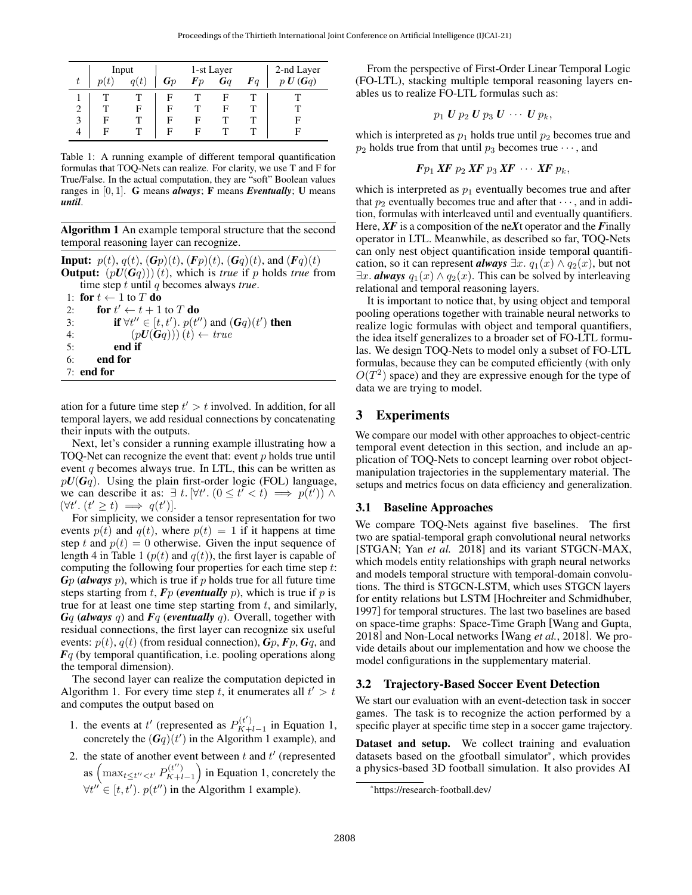| $t$ | Input | | 1-st Layer | | | | 2-nd Layer |
|---|---|---|---|---|---|---|---|
| | $p(t)$ | $q(t)$ | $\boldsymbol{G}p$ | $\boldsymbol{F}p$ | $\boldsymbol{G}q$ | $\boldsymbol{F}q$ | $p\,\boldsymbol{U}\,(\boldsymbol{G}q)$ |
| 1 | T | T | F | T | F | T | T |
| 2 | T | F | F | T | F | T | T |
| 3 | F | T | F | F | T | T | F |
| 4 | F | T | F | F | T | T | F |

Table 1: A running example of different temporal quantification formulas that TOQ-Nets can realize. For clarity, we use T and F for True/False. In the actual computation, they are "soft" Boolean values ranges in $[0, 1]$. **G** means ***always***; **F** means ***Eventually***; **U** means ***until***.

**Algorithm 1** An example temporal structure that the second temporal reasoning layer can recognize.

**Input:** $p(t)$, $q(t)$, $(\boldsymbol{G}p)(t)$, $(\boldsymbol{F}p)(t)$, $(\boldsymbol{G}q)(t)$, and $(\boldsymbol{F}q)(t)$
**Output:** $(p\boldsymbol{U}(\boldsymbol{G}q)))\,(t)$, which is *true* if $p$ holds *true* from time step $t$ until $q$ becomes always *true*.

```
1: for t ← 1 to T do
2:     for t' ← t + 1 to T do
3:         if ∀t'' ∈ [t, t'). p(t'') and (Gq)(t') then
4:             (pU(Gq))) (t) ← true
5:         end if
6:     end for
7: end for
```

ation for a future time step $t' > t$ involved. In addition, for all temporal layers, we add residual connections by concatenating their inputs with the outputs.

Next, let's consider a running example illustrating how a TOQ-Net can recognize the event that: event $p$ holds true until event $q$ becomes always true. In LTL, this can be written as $p\boldsymbol{U}(\boldsymbol{G}q)$. Using the plain first-order logic (FOL) language, we can describe it as: $\exists\, t. [\forall t'. (0 \le t' < t) \implies p(t')) \wedge (\forall t'. (t' \ge t) \implies q(t')]$.

For simplicity, we consider a tensor representation for two events $p(t)$ and $q(t)$, where $p(t) = 1$ if it happens at time step $t$ and $p(t) = 0$ otherwise. Given the input sequence of length 4 in Table 1 ($p(t)$ and $q(t)$), the first layer is capable of computing the following four properties for each time step $t$: $\boldsymbol{G}p$ (***always*** $p$), which is true if $p$ holds true for all future time steps starting from $t$, $\boldsymbol{F}p$ (***eventually*** $p$), which is true if $p$ is true for at least one time step starting from $t$, and similarly, $\boldsymbol{G}q$ (***always*** $q$) and $\boldsymbol{F}q$ (***eventually*** $q$). Overall, together with residual connections, the first layer can recognize six useful events: $p(t)$, $q(t)$ (from residual connection), $\boldsymbol{G}p$, $\boldsymbol{F}p$, $\boldsymbol{G}q$, and $\boldsymbol{F}q$ (by temporal quantification, i.e. pooling operations along the temporal dimension).

The second layer can realize the computation depicted in Algorithm 1. For every time step $t$, it enumerates all $t' > t$ and computes the output based on

1. the events at $t'$ (represented as $P_{K+l-1}^{(t')}$ in Equation 1, concretely the $(\boldsymbol{G}q)(t')$ in the Algorithm 1 example), and
2. the state of another event between $t$ and $t'$ (represented as $\left(\max_{t \le t'' < t'} P_{K+l-1}^{(t'')}\right)$ in Equation 1, concretely the $\forall t'' \in [t, t').\ p(t'')$ in the Algorithm 1 example).

From the perspective of First-Order Linear Temporal Logic (FO-LTL), stacking multiple temporal reasoning layers enables us to realize FO-LTL formulas such as:

$$p_1\, \boldsymbol{U}\, p_2\, \boldsymbol{U}\, p_3\, \boldsymbol{U}\, \cdots\, \boldsymbol{U}\, p_k,$$

which is interpreted as $p_1$ holds true until $p_2$ becomes true and $p_2$ holds true from that until $p_3$ becomes true $\cdots$, and

$$\boldsymbol{F}p_1\, \boldsymbol{XF}\, p_2\, \boldsymbol{XF}\, p_3\, \boldsymbol{XF}\, \cdots\, \boldsymbol{XF}\, p_k,$$

which is interpreted as $p_1$ eventually becomes true and after that $p_2$ eventually becomes true and after that $\cdots$, and in addition, formulas with interleaved until and eventually quantifiers. Here, $\boldsymbol{XF}$ is a composition of the ne***X***t operator and the ***F***inally operator in LTL. Meanwhile, as described so far, TOQ-Nets can only nest object quantification inside temporal quantification, so it can represent ***always*** $\exists x.\ q_1(x) \wedge q_2(x)$, but not $\exists x.$ ***always*** $q_1(x) \wedge q_2(x)$. This can be solved by interleaving relational and temporal reasoning layers.

It is important to notice that, by using object and temporal pooling operations together with trainable neural networks to realize logic formulas with object and temporal quantifiers, the idea itself generalizes to a broader set of FO-LTL formulas. We design TOQ-Nets to model only a subset of FO-LTL formulas, because they can be computed efficiently (with only $O(T^2)$ space) and they are expressive enough for the type of data we are trying to model.

## 3 Experiments

We compare our model with other approaches to object-centric temporal event detection in this section, and include an application of TOQ-Nets to concept learning over robot object-manipulation trajectories in the supplementary material. The setups and metrics focus on data efficiency and generalization.

### 3.1 Baseline Approaches

We compare TOQ-Nets against five baselines. The first two are spatial-temporal graph convolutional neural networks [STGAN; Yan *et al.* 2018] and its variant STGCN-MAX, which models entity relationships with graph neural networks and models temporal structure with temporal-domain convolutions. The third is STGCN-LSTM, which uses STGCN layers for entity relations but LSTM [Hochreiter and Schmidhuber, 1997] for temporal structures. The last two baselines are based on space-time graphs: Space-Time Graph [Wang and Gupta, 2018] and Non-Local networks [Wang *et al.*, 2018]. We provide details about our implementation and how we choose the model configurations in the supplementary material.

### 3.2 Trajectory-Based Soccer Event Detection

We start our evaluation with an event-detection task in soccer games. The task is to recognize the action performed by a specific player at specific time step in a soccer game trajectory.

**Dataset and setup.** We collect training and evaluation datasets based on the gfootball simulator*, which provides a physics-based 3D football simulation. It also provides AI

*https://research-football.dev/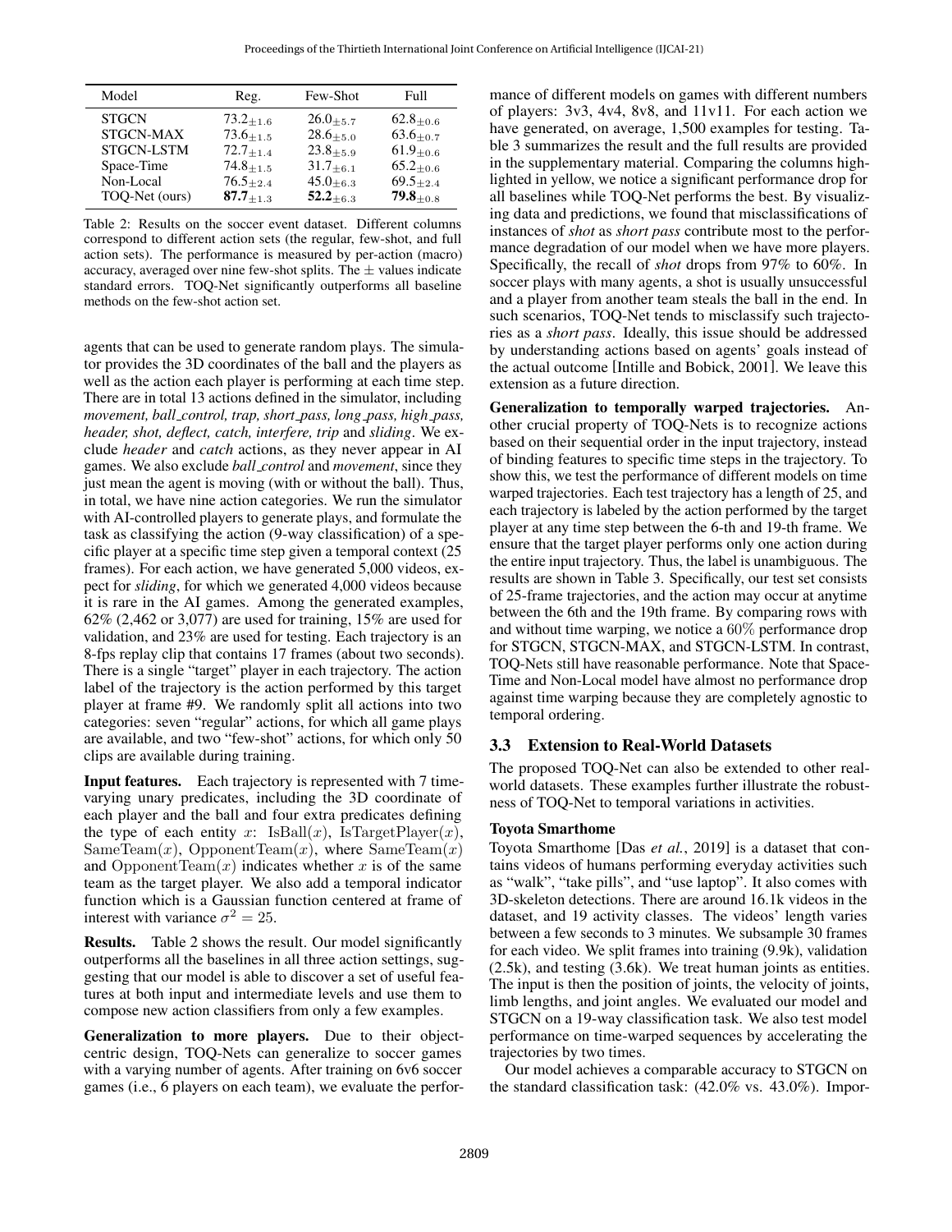| Model | Reg. | Few-Shot | Full |
|---|---|---|---|
| STGCN | $73.2_{\pm 1.6}$ | $26.0_{\pm 5.7}$ | $62.8_{\pm 0.6}$ |
| STGCN-MAX | $73.6_{\pm 1.5}$ | $28.6_{\pm 5.0}$ | $63.6_{\pm 0.7}$ |
| STGCN-LSTM | $72.7_{\pm 1.4}$ | $23.8_{\pm 5.9}$ | $61.9_{\pm 0.6}$ |
| Space-Time | $74.8_{\pm 1.5}$ | $31.7_{\pm 6.1}$ | $65.2_{\pm 0.6}$ |
| Non-Local | $76.5_{\pm 2.4}$ | $45.0_{\pm 6.3}$ | $69.5_{\pm 2.4}$ |
| TOQ-Net (ours) | $\mathbf{87.7}_{\pm 1.3}$ | $\mathbf{52.2}_{\pm 6.3}$ | $\mathbf{79.8}_{\pm 0.8}$ |

Table 2: Results on the soccer event dataset. Different columns correspond to different action sets (the regular, few-shot, and full action sets). The performance is measured by per-action (macro) accuracy, averaged over nine few-shot splits. The $\pm$ values indicate standard errors. TOQ-Net significantly outperforms all baseline methods on the few-shot action set.

agents that can be used to generate random plays. The simulator provides the 3D coordinates of the ball and the players as well as the action each player is performing at each time step. There are in total 13 actions defined in the simulator, including *movement, ball_control, trap, short_pass, long_pass, high_pass, header, shot, deflect, catch, interfere, trip* and *sliding*. We exclude *header* and *catch* actions, as they never appear in AI games. We also exclude *ball_control* and *movement*, since they just mean the agent is moving (with or without the ball). Thus, in total, we have nine action categories. We run the simulator with AI-controlled players to generate plays, and formulate the task as classifying the action (9-way classification) of a specific player at a specific time step given a temporal context (25 frames). For each action, we have generated 5,000 videos, expect for *sliding*, for which we generated 4,000 videos because it is rare in the AI games. Among the generated examples, 62% (2,462 or 3,077) are used for training, 15% are used for validation, and 23% are used for testing. Each trajectory is an 8-fps replay clip that contains 17 frames (about two seconds). There is a single "target" player in each trajectory. The action label of the trajectory is the action performed by this target player at frame #9. We randomly split all actions into two categories: seven "regular" actions, for which all game plays are available, and two "few-shot" actions, for which only 50 clips are available during training.

**Input features.** Each trajectory is represented with 7 time-varying unary predicates, including the 3D coordinate of each player and the ball and four extra predicates defining the type of each entity $x$: $\text{IsBall}(x)$, $\text{IsTargetPlayer}(x)$, $\text{SameTeam}(x)$, $\text{OpponentTeam}(x)$, where $\text{SameTeam}(x)$ and $\text{OpponentTeam}(x)$ indicates whether $x$ is of the same team as the target player. We also add a temporal indicator function which is a Gaussian function centered at frame of interest with variance $\sigma^2 = 25$.

**Results.** Table 2 shows the result. Our model significantly outperforms all the baselines in all three action settings, suggesting that our model is able to discover a set of useful features at both input and intermediate levels and use them to compose new action classifiers from only a few examples.

**Generalization to more players.** Due to their object-centric design, TOQ-Nets can generalize to soccer games with a varying number of agents. After training on 6v6 soccer games (i.e., 6 players on each team), we evaluate the performance of different models on games with different numbers of players: 3v3, 4v4, 8v8, and 11v11. For each action we have generated, on average, 1,500 examples for testing. Table 3 summarizes the result and the full results are provided in the supplementary material. Comparing the columns highlighted in yellow, we notice a significant performance drop for all baselines while TOQ-Net performs the best. By visualizing data and predictions, we found that misclassifications of instances of *shot* as *short pass* contribute most to the performance degradation of our model when we have more players. Specifically, the recall of *shot* drops from 97% to 60%. In soccer plays with many agents, a shot is usually unsuccessful and a player from another team steals the ball in the end. In such scenarios, TOQ-Net tends to misclassify such trajectories as a *short pass*. Ideally, this issue should be addressed by understanding actions based on agents' goals instead of the actual outcome [Intille and Bobick, 2001]. We leave this extension as a future direction.

**Generalization to temporally warped trajectories.** Another crucial property of TOQ-Nets is to recognize actions based on their sequential order in the input trajectory, instead of binding features to specific time steps in the trajectory. To show this, we test the performance of different models on time warped trajectories. Each test trajectory has a length of 25, and each trajectory is labeled by the action performed by the target player at any time step between the 6-th and 19-th frame. We ensure that the target player performs only one action during the entire input trajectory. Thus, the label is unambiguous. The results are shown in Table 3. Specifically, our test set consists of 25-frame trajectories, and the action may occur at anytime between the 6th and the 19th frame. By comparing rows with and without time warping, we notice a 60% performance drop for STGCN, STGCN-MAX, and STGCN-LSTM. In contrast, TOQ-Nets still have reasonable performance. Note that Space-Time and Non-Local model have almost no performance drop against time warping because they are completely agnostic to temporal ordering.

### 3.3 Extension to Real-World Datasets

The proposed TOQ-Net can also be extended to other real-world datasets. These examples further illustrate the robustness of TOQ-Net to temporal variations in activities.

#### Toyota Smarthome

Toyota Smarthome [Das *et al.*, 2019] is a dataset that contains videos of humans performing everyday activities such as "walk", "take pills", and "use laptop". It also comes with 3D-skeleton detections. There are around 16.1k videos in the dataset, and 19 activity classes. The videos' length varies between a few seconds to 3 minutes. We subsample 30 frames for each video. We split frames into training (9.9k), validation (2.5k), and testing (3.6k). We treat human joints as entities. The input is then the position of joints, the velocity of joints, limb lengths, and joint angles. We evaluated our model and STGCN on a 19-way classification task. We also test model performance on time-warped sequences by accelerating the trajectories by two times.

Our model achieves a comparable accuracy to STGCN on the standard classification task: (42.0% vs. 43.0%). Impor-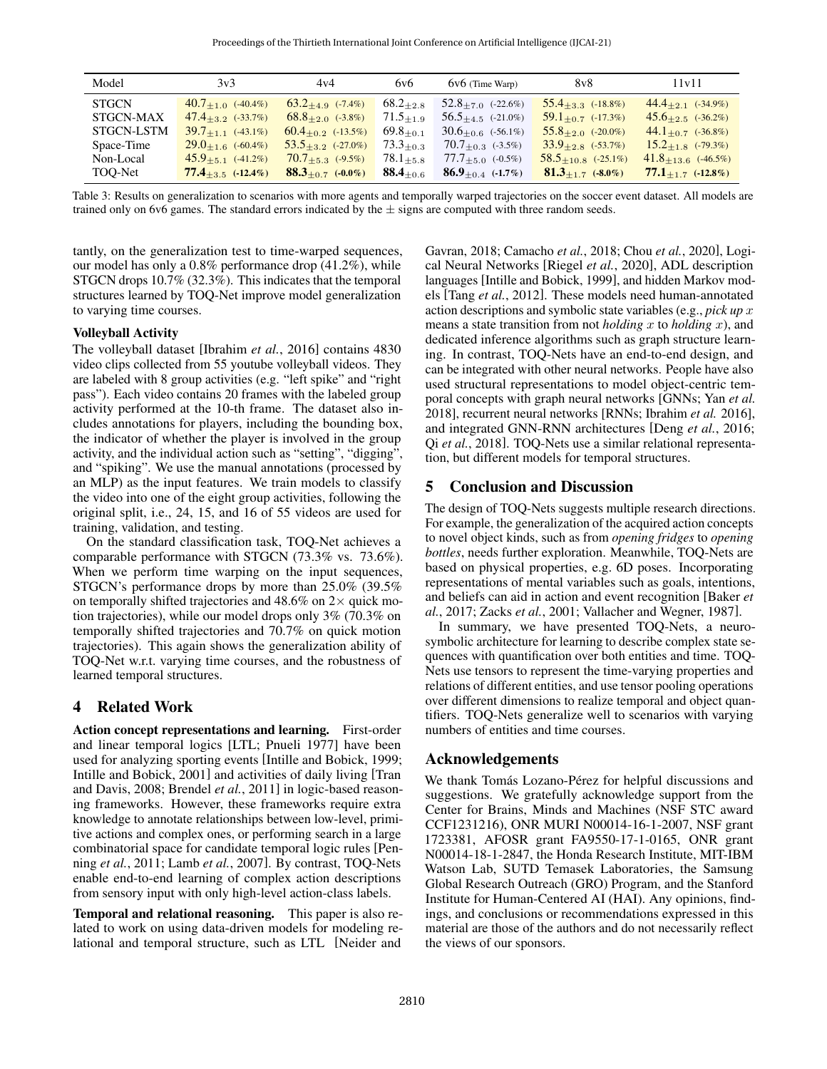| Model | 3v3 | 4v4 | 6v6 | 6v6 (Time Warp) | 8v8 | 11v11 |
|---|---|---|---|---|---|---|
| STGCN | $40.7_{\pm 1.0}$ (-40.4%) | $63.2_{\pm 4.9}$ (-7.4%) | $68.2_{\pm 2.8}$ | $52.8_{\pm 7.0}$ (-22.6%) | $55.4_{\pm 3.3}$ (-18.8%) | $44.4_{\pm 2.1}$ (-34.9%) |
| STGCN-MAX | $47.4_{\pm 3.2}$ (-33.7%) | $68.8_{\pm 2.0}$ (-3.8%) | $71.5_{\pm 1.9}$ | $56.5_{\pm 4.5}$ (-21.0%) | $59.1_{\pm 0.7}$ (-17.3%) | $45.6_{\pm 2.5}$ (-36.2%) |
| STGCN-LSTM | $39.7_{\pm 1.1}$ (-43.1%) | $60.4_{\pm 0.2}$ (-13.5%) | $69.8_{\pm 0.1}$ | $30.6_{\pm 0.6}$ (-56.1%) | $55.8_{\pm 2.0}$ (-20.0%) | $44.1_{\pm 0.7}$ (-36.8%) |
| Space-Time | $29.0_{\pm 1.6}$ (-60.4%) | $53.5_{\pm 3.2}$ (-27.0%) | $73.3_{\pm 0.3}$ | $70.7_{\pm 0.3}$ (-3.5%) | $33.9_{\pm 2.8}$ (-53.7%) | $15.2_{\pm 1.8}$ (-79.3%) |
| Non-Local | $45.9_{\pm 5.1}$ (-41.2%) | $70.7_{\pm 5.3}$ (-9.5%) | $78.1_{\pm 5.8}$ | $77.7_{\pm 5.0}$ (-0.5%) | $58.5_{\pm 10.8}$ (-25.1%) | $41.8_{\pm 13.6}$ (-46.5%) |
| TOQ-Net | $\mathbf{77.4}_{\pm 3.5}$ **(-12.4%)** | $\mathbf{88.3}_{\pm 0.7}$ **(-0.0%)** | $\mathbf{88.4}_{\pm 0.6}$ | $\mathbf{86.9}_{\pm 0.4}$ **(-1.7%)** | $\mathbf{81.3}_{\pm 1.7}$ **(-8.0%)** | $\mathbf{77.1}_{\pm 1.7}$ **(-12.8%)** |

Table 3: Results on generalization to scenarios with more agents and temporally warped trajectories on the soccer event dataset. All models are trained only on 6v6 games. The standard errors indicated by the $\pm$ signs are computed with three random seeds.

tantly, on the generalization test to time-warped sequences, our model has only a 0.8% performance drop (41.2%), while STGCN drops 10.7% (32.3%). This indicates that the temporal structures learned by TOQ-Net improve model generalization to varying time courses.

#### Volleyball Activity

The volleyball dataset [Ibrahim *et al.*, 2016] contains 4830 video clips collected from 55 youtube volleyball videos. They are labeled with 8 group activities (e.g. "left spike" and "right pass"). Each video contains 20 frames with the labeled group activity performed at the 10-th frame. The dataset also includes annotations for players, including the bounding box, the indicator of whether the player is involved in the group activity, and the individual action such as "setting", "digging", and "spiking". We use the manual annotations (processed by an MLP) as the input features. We train models to classify the video into one of the eight group activities, following the original split, i.e., 24, 15, and 16 of 55 videos are used for training, validation, and testing.

On the standard classification task, TOQ-Net achieves a comparable performance with STGCN (73.3% vs. 73.6%). When we perform time warping on the input sequences, STGCN's performance drops by more than 25.0% (39.5% on temporally shifted trajectories and 48.6% on $2\times$ quick motion trajectories), while our model drops only 3% (70.3% on temporally shifted trajectories and 70.7% on quick motion trajectories). This again shows the generalization ability of TOQ-Net w.r.t. varying time courses, and the robustness of learned temporal structures.

## 4 Related Work

**Action concept representations and learning.** First-order and linear temporal logics [LTL; Pnueli 1977] have been used for analyzing sporting events [Intille and Bobick, 1999; Intille and Bobick, 2001] and activities of daily living [Tran and Davis, 2008; Brendel *et al.*, 2011] in logic-based reasoning frameworks. However, these frameworks require extra knowledge to annotate relationships between low-level, primitive actions and complex ones, or performing search in a large combinatorial space for candidate temporal logic rules [Penning *et al.*, 2011; Lamb *et al.*, 2007]. By contrast, TOQ-Nets enable end-to-end learning of complex action descriptions from sensory input with only high-level action-class labels.

**Temporal and relational reasoning.** This paper is also related to work on using data-driven models for modeling relational and temporal structure, such as LTL [Neider and Gavran, 2018; Camacho *et al.*, 2018; Chou *et al.*, 2020], Logical Neural Networks [Riegel *et al.*, 2020], ADL description languages [Intille and Bobick, 1999], and hidden Markov models [Tang *et al.*, 2012]. These models need human-annotated action descriptions and symbolic state variables (e.g., *pick up* $x$ means a state transition from not *holding* $x$ to *holding* $x$), and dedicated inference algorithms such as graph structure learning. In contrast, TOQ-Nets have an end-to-end design, and can be integrated with other neural networks. People have also used structural representations to model object-centric temporal concepts with graph neural networks [GNNs; Yan *et al.* 2018], recurrent neural networks [RNNs; Ibrahim *et al.* 2016], and integrated GNN-RNN architectures [Deng *et al.*, 2016; Qi *et al.*, 2018]. TOQ-Nets use a similar relational representation, but different models for temporal structures.

## 5 Conclusion and Discussion

The design of TOQ-Nets suggests multiple research directions. For example, the generalization of the acquired action concepts to novel object kinds, such as from *opening fridges* to *opening bottles*, needs further exploration. Meanwhile, TOQ-Nets are based on physical properties, e.g. 6D poses. Incorporating representations of mental variables such as goals, intentions, and beliefs can aid in action and event recognition [Baker *et al.*, 2017; Zacks *et al.*, 2001; Vallacher and Wegner, 1987].

In summary, we have presented TOQ-Nets, a neuro-symbolic architecture for learning to describe complex state sequences with quantification over both entities and time. TOQ-Nets use tensors to represent the time-varying properties and relations of different entities, and use tensor pooling operations over different dimensions to realize temporal and object quantifiers. TOQ-Nets generalize well to scenarios with varying numbers of entities and time courses.

## Acknowledgements

We thank Tomás Lozano-Pérez for helpful discussions and suggestions. We gratefully acknowledge support from the Center for Brains, Minds and Machines (NSF STC award CCF1231216), ONR MURI N00014-16-1-2007, NSF grant 1723381, AFOSR grant FA9550-17-1-0165, ONR grant N00014-18-1-2847, the Honda Research Institute, MIT-IBM Watson Lab, SUTD Temasek Laboratories, the Samsung Global Research Outreach (GRO) Program, and the Stanford Institute for Human-Centered AI (HAI). Any opinions, findings, and conclusions or recommendations expressed in this material are those of the authors and do not necessarily reflect the views of our sponsors.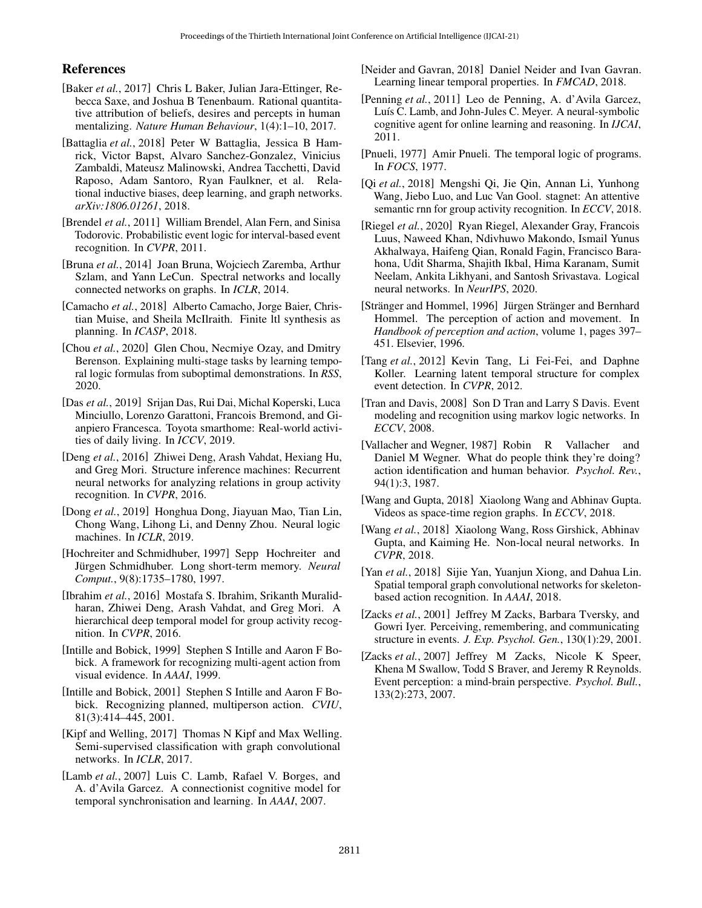## References

[Baker *et al.*, 2017] Chris L Baker, Julian Jara-Ettinger, Rebecca Saxe, and Joshua B Tenenbaum. Rational quantitative attribution of beliefs, desires and percepts in human mentalizing. *Nature Human Behaviour*, 1(4):1–10, 2017.

[Battaglia *et al.*, 2018] Peter W Battaglia, Jessica B Hamrick, Victor Bapst, Alvaro Sanchez-Gonzalez, Vinicius Zambaldi, Mateusz Malinowski, Andrea Tacchetti, David Raposo, Adam Santoro, Ryan Faulkner, et al. Relational inductive biases, deep learning, and graph networks. *arXiv:1806.01261*, 2018.

[Brendel *et al.*, 2011] William Brendel, Alan Fern, and Sinisa Todorovic. Probabilistic event logic for interval-based event recognition. In *CVPR*, 2011.

[Bruna *et al.*, 2014] Joan Bruna, Wojciech Zaremba, Arthur Szlam, and Yann LeCun. Spectral networks and locally connected networks on graphs. In *ICLR*, 2014.

[Camacho *et al.*, 2018] Alberto Camacho, Jorge Baier, Christian Muise, and Sheila McIlraith. Finite ltl synthesis as planning. In *ICASP*, 2018.

[Chou *et al.*, 2020] Glen Chou, Necmiye Ozay, and Dmitry Berenson. Explaining multi-stage tasks by learning temporal logic formulas from suboptimal demonstrations. In *RSS*, 2020.

[Das *et al.*, 2019] Srijan Das, Rui Dai, Michal Koperski, Luca Minciullo, Lorenzo Garattoni, Francois Bremond, and Gianpiero Francesca. Toyota smarthome: Real-world activities of daily living. In *ICCV*, 2019.

[Deng *et al.*, 2016] Zhiwei Deng, Arash Vahdat, Hexiang Hu, and Greg Mori. Structure inference machines: Recurrent neural networks for analyzing relations in group activity recognition. In *CVPR*, 2016.

[Dong *et al.*, 2019] Honghua Dong, Jiayuan Mao, Tian Lin, Chong Wang, Lihong Li, and Denny Zhou. Neural logic machines. In *ICLR*, 2019.

[Hochreiter and Schmidhuber, 1997] Sepp Hochreiter and Jürgen Schmidhuber. Long short-term memory. *Neural Comput.*, 9(8):1735–1780, 1997.

[Ibrahim *et al.*, 2016] Mostafa S. Ibrahim, Srikanth Muralidharan, Zhiwei Deng, Arash Vahdat, and Greg Mori. A hierarchical deep temporal model for group activity recognition. In *CVPR*, 2016.

[Intille and Bobick, 1999] Stephen S Intille and Aaron F Bobick. A framework for recognizing multi-agent action from visual evidence. In *AAAI*, 1999.

[Intille and Bobick, 2001] Stephen S Intille and Aaron F Bobick. Recognizing planned, multiperson action. *CVIU*, 81(3):414–445, 2001.

[Kipf and Welling, 2017] Thomas N Kipf and Max Welling. Semi-supervised classification with graph convolutional networks. In *ICLR*, 2017.

[Lamb *et al.*, 2007] Luis C. Lamb, Rafael V. Borges, and A. d'Avila Garcez. A connectionist cognitive model for temporal synchronisation and learning. In *AAAI*, 2007.

[Neider and Gavran, 2018] Daniel Neider and Ivan Gavran. Learning linear temporal properties. In *FMCAD*, 2018.

[Penning *et al.*, 2011] Leo de Penning, A. d'Avila Garcez, Luís C. Lamb, and John-Jules C. Meyer. A neural-symbolic cognitive agent for online learning and reasoning. In *IJCAI*, 2011.

[Pnueli, 1977] Amir Pnueli. The temporal logic of programs. In *FOCS*, 1977.

[Qi *et al.*, 2018] Mengshi Qi, Jie Qin, Annan Li, Yunhong Wang, Jiebo Luo, and Luc Van Gool. stagnet: An attentive semantic rnn for group activity recognition. In *ECCV*, 2018.

[Riegel *et al.*, 2020] Ryan Riegel, Alexander Gray, Francois Luus, Naweed Khan, Ndivhuwo Makondo, Ismail Yunus Akhalwaya, Haifeng Qian, Ronald Fagin, Francisco Barahona, Udit Sharma, Shajith Ikbal, Hima Karanam, Sumit Neelam, Ankita Likhyani, and Santosh Srivastava. Logical neural networks. In *NeurIPS*, 2020.

[Stränger and Hommel, 1996] Jürgen Stränger and Bernhard Hommel. The perception of action and movement. In *Handbook of perception and action*, volume 1, pages 397–451. Elsevier, 1996.

[Tang *et al.*, 2012] Kevin Tang, Li Fei-Fei, and Daphne Koller. Learning latent temporal structure for complex event detection. In *CVPR*, 2012.

[Tran and Davis, 2008] Son D Tran and Larry S Davis. Event modeling and recognition using markov logic networks. In *ECCV*, 2008.

[Vallacher and Wegner, 1987] Robin R Vallacher and Daniel M Wegner. What do people think they're doing? action identification and human behavior. *Psychol. Rev.*, 94(1):3, 1987.

[Wang and Gupta, 2018] Xiaolong Wang and Abhinav Gupta. Videos as space-time region graphs. In *ECCV*, 2018.

[Wang *et al.*, 2018] Xiaolong Wang, Ross Girshick, Abhinav Gupta, and Kaiming He. Non-local neural networks. In *CVPR*, 2018.

[Yan *et al.*, 2018] Sijie Yan, Yuanjun Xiong, and Dahua Lin. Spatial temporal graph convolutional networks for skeleton-based action recognition. In *AAAI*, 2018.

[Zacks *et al.*, 2001] Jeffrey M Zacks, Barbara Tversky, and Gowri Iyer. Perceiving, remembering, and communicating structure in events. *J. Exp. Psychol. Gen.*, 130(1):29, 2001.

[Zacks *et al.*, 2007] Jeffrey M Zacks, Nicole K Speer, Khena M Swallow, Todd S Braver, and Jeremy R Reynolds. Event perception: a mind-brain perspective. *Psychol. Bull.*, 133(2):273, 2007.